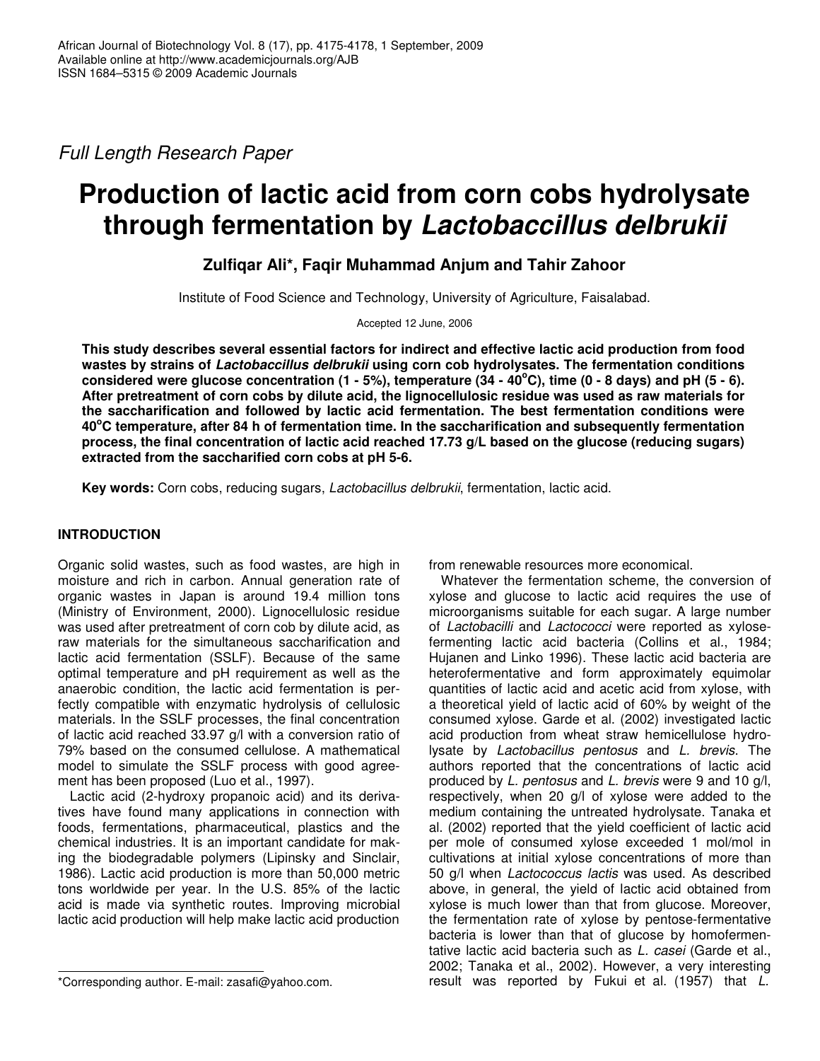*Full Length Research Paper*

# Production of lactic acid from corn cobs hydrolysate through fermentation by *Lactobaccillus delbrukii*

**Zulfiqar Ali*, Faqir Muhammad Anjum and Tahir Zahoor**

Institute of Food Science and Technology, University of Agriculture, Faisalabad.

Accepted 12 June, 2006

**This study describes several essential factors for indirect and effective lactic acid production from food wastes by strains of *Lactobaccillus delbrukii* using corn cob hydrolysates. The fermentation conditions considered were glucose concentration (1 - 5%), temperature (34 - 40°C), time (0 - 8 days) and pH (5 - 6). After pretreatment of corn cobs by dilute acid, the lignocellulosic residue was used as raw materials for the saccharification and followed by lactic acid fermentation. The best fermentation conditions were 40°C temperature, after 84 h of fermentation time. In the saccharification and subsequently fermentation process, the final concentration of lactic acid reached 17.73 g/L based on the glucose (reducing sugars) extracted from the saccharified corn cobs at pH 5-6.**

**Key words:** Corn cobs, reducing sugars, *Lactobacillus delbrukii*, fermentation, lactic acid.

## INTRODUCTION

Organic solid wastes, such as food wastes, are high in moisture and rich in carbon. Annual generation rate of organic wastes in Japan is around 19.4 million tons (Ministry of Environment, 2000). Lignocellulosic residue was used after pretreatment of corn cob by dilute acid, as raw materials for the simultaneous saccharification and lactic acid fermentation (SSLF). Because of the same optimal temperature and pH requirement as well as the anaerobic condition, the lactic acid fermentation is perfectly compatible with enzymatic hydrolysis of cellulosic materials. In the SSLF processes, the final concentration of lactic acid reached 33.97 g/l with a conversion ratio of 79% based on the consumed cellulose. A mathematical model to simulate the SSLF process with good agreement has been proposed (Luo et al., 1997).

Lactic acid (2-hydroxy propanoic acid) and its derivatives have found many applications in connection with foods, fermentations, pharmaceutical, plastics and the chemical industries. It is an important candidate for making the biodegradable polymers (Lipinsky and Sinclair, 1986). Lactic acid production is more than 50,000 metric tons worldwide per year. In the U.S. 85% of the lactic acid is made via synthetic routes. Improving microbial lactic acid production will help make lactic acid production from renewable resources more economical.

Whatever the fermentation scheme, the conversion of xylose and glucose to lactic acid requires the use of microorganisms suitable for each sugar. A large number of *Lactobacilli* and *Lactococci* were reported as xylose-fermenting lactic acid bacteria (Collins et al., 1984; Hujanen and Linko 1996). These lactic acid bacteria are heterofermentative and form approximately equimolar quantities of lactic acid and acetic acid from xylose, with a theoretical yield of lactic acid of 60% by weight of the consumed xylose. Garde et al. (2002) investigated lactic acid production from wheat straw hemicellulose hydrolysate by *Lactobacillus pentosus* and *L. brevis*. The authors reported that the concentrations of lactic acid produced by *L. pentosus* and *L. brevis* were 9 and 10 g/l, respectively, when 20 g/l of xylose were added to the medium containing the untreated hydrolysate. Tanaka et al. (2002) reported that the yield coefficient of lactic acid per mole of consumed xylose exceeded 1 mol/mol in cultivations at initial xylose concentrations of more than 50 g/l when *Lactococcus lactis* was used. As described above, in general, the yield of lactic acid obtained from xylose is much lower than that from glucose. Moreover, the fermentation rate of xylose by pentose-fermentative bacteria is lower than that of glucose by homofermentative lactic acid bacteria such as *L. casei* (Garde et al., 2002; Tanaka et al., 2002). However, a very interesting result was reported by Fukui et al. (1957) that *L.*

*Corresponding author. E-mail: zasafi@yahoo.com.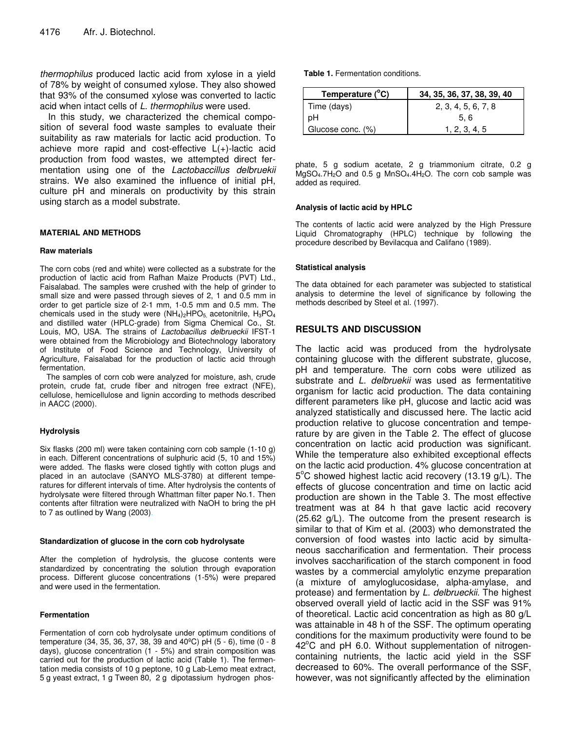*thermophilus* produced lactic acid from xylose in a yield of 78% by weight of consumed xylose. They also showed that 93% of the consumed xylose was converted to lactic acid when intact cells of *L. thermophilus* were used.

In this study, we characterized the chemical composition of several food waste samples to evaluate their suitability as raw materials for lactic acid production. To achieve more rapid and cost-effective L(+)-lactic acid production from food wastes, we attempted direct fermentation using one of the *Lactobaccillus delbruekii* strains. We also examined the influence of initial pH, culture pH and minerals on productivity by this strain using starch as a model substrate.

## MATERIAL AND METHODS

### Raw materials

The corn cobs (red and white) were collected as a substrate for the production of lactic acid from Rafhan Maize Products (PVT) Ltd., Faisalabad. The samples were crushed with the help of grinder to small size and were passed through sieves of 2, 1 and 0.5 mm in order to get particle size of 2-1 mm, 1-0.5 mm and 0.5 mm. The chemicals used in the study were $(NH_4)_2HPO_5$, acetonitrile, $H_3PO_4$ and distilled water (HPLC-grade) from Sigma Chemical Co., St. Louis, MO, USA. The strains of *Lactobacillus delbrueckii* IFST-1 were obtained from the Microbiology and Biotechnology laboratory of Institute of Food Science and Technology, University of Agriculture, Faisalabad for the production of lactic acid through fermentation.

The samples of corn cob were analyzed for moisture, ash, crude protein, crude fat, crude fiber and nitrogen free extract (NFE), cellulose, hemicellulose and lignin according to methods described in AACC (2000).

### Hydrolysis

Six flasks (200 ml) were taken containing corn cob sample (1-10 g) in each. Different concentrations of sulphuric acid (5, 10 and 15%) were added. The flasks were closed tightly with cotton plugs and placed in an autoclave (SANYO MLS-3780) at different temperatures for different intervals of time. After hydrolysis the contents of hydrolysate were filtered through Whattman filter paper No.1. Then contents after filtration were neutralized with NaOH to bring the pH to 7 as outlined by Wang (2003).

### Standardization of glucose in the corn cob hydrolysate

After the completion of hydrolysis, the glucose contents were standardized by concentrating the solution through evaporation process. Different glucose concentrations (1-5%) were prepared and were used in the fermentation.

### Fermentation

Fermentation of corn cob hydrolysate under optimum conditions of temperature (34, 35, 36, 37, 38, 39 and 40ºC) pH (5 - 6), time (0 - 8 days), glucose concentration (1 - 5%) and strain composition was carried out for the production of lactic acid (Table 1). The fermentation media consists of 10 g peptone, 10 g Lab-Lemo meat extract, 5 g yeast extract, 1 g Tween 80, 2 g dipotassium hydrogen phosphate, 5 g sodium acetate, 2 g triammonium citrate, 0.2 g $MgSO_4.7H_2O$ and 0.5 g $MnSO_4.4H_2O$. The corn cob sample was added as required.

**Table 1.** Fermentation conditions.

| Temperature (°C) | 34, 35, 36, 37, 38, 39, 40 |
|---|---|
| Time (days) | 2, 3, 4, 5, 6, 7, 8 |
| pH | 5, 6 |
| Glucose conc. (%) | 1, 2, 3, 4, 5 |

### Analysis of lactic acid by HPLC

The contents of lactic acid were analyzed by the High Pressure Liquid Chromatography (HPLC) technique by following the procedure described by Bevilacqua and Califano (1989).

### Statistical analysis

The data obtained for each parameter was subjected to statistical analysis to determine the level of significance by following the methods described by Steel et al. (1997).

## RESULTS AND DISCUSSION

The lactic acid was produced from the hydrolysate containing glucose with the different substrate, glucose, pH and temperature. The corn cobs were utilized as substrate and *L. delbruekii* was used as fermentatitive organism for lactic acid production. The data containing different parameters like pH, glucose and lactic acid was analyzed statistically and discussed here. The lactic acid production relative to glucose concentration and temperature by are given in the Table 2. The effect of glucose concentration on lactic acid production was significant. While the temperature also exhibited exceptional effects on the lactic acid production. 4% glucose concentration at 5°C showed highest lactic acid recovery (13.19 g/L). The effects of glucose concentration and time on lactic acid production are shown in the Table 3. The most effective treatment was at 84 h that gave lactic acid recovery (25.62 g/L). The outcome from the present research is similar to that of Kim et al. (2003) who demonstrated the conversion of food wastes into lactic acid by simultaneous saccharification and fermentation. Their process involves saccharification of the starch component in food wastes by a commercial amylolytic enzyme preparation (a mixture of amyloglucosidase, alpha-amylase, and protease) and fermentation by *L. delbrueckii*. The highest observed overall yield of lactic acid in the SSF was 91% of theoretical. Lactic acid concentration as high as 80 g/L was attainable in 48 h of the SSF. The optimum operating conditions for the maximum productivity were found to be 42°C and pH 6.0. Without supplementation of nitrogen-containing nutrients, the lactic acid yield in the SSF decreased to 60%. The overall performance of the SSF, however, was not significantly affected by the elimination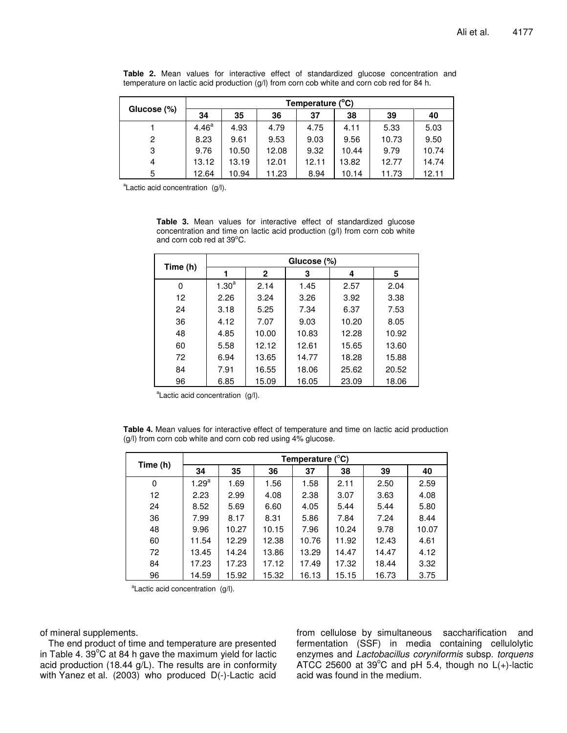**Table 2.** Mean values for interactive effect of standardized glucose concentration and temperature on lactic acid production (g/l) from corn cob white and corn cob red for 84 h.

| Glucose (%) | Temperature (°C) | | | | | | |
|---|---|---|---|---|---|---|---|
| | 34 | 35 | 36 | 37 | 38 | 39 | 40 |
| 1 | 4.46[a] | 4.93 | 4.79 | 4.75 | 4.11 | 5.33 | 5.03 |
| 2 | 8.23 | 9.61 | 9.53 | 9.03 | 9.56 | 10.73 | 9.50 |
| 3 | 9.76 | 10.50 | 12.08 | 9.32 | 10.44 | 9.79 | 10.74 |
| 4 | 13.12 | 13.19 | 12.01 | 12.11 | 13.82 | 12.77 | 14.74 |
| 5 | 12.64 | 10.94 | 11.23 | 8.94 | 10.14 | 11.73 | 12.11 |

[a]Lactic acid concentration (g/l).

**Table 3.** Mean values for interactive effect of standardized glucose concentration and time on lactic acid production (g/l) from corn cob white and corn cob red at 39°C.

| Time (h) | Glucose (%) | | | | |
|---|---|---|---|---|---|
| | 1 | 2 | 3 | 4 | 5 |
| 0 | 1.30[a] | 2.14 | 1.45 | 2.57 | 2.04 |
| 12 | 2.26 | 3.24 | 3.26 | 3.92 | 3.38 |
| 24 | 3.18 | 5.25 | 7.34 | 6.37 | 7.53 |
| 36 | 4.12 | 7.07 | 9.03 | 10.20 | 8.05 |
| 48 | 4.85 | 10.00 | 10.83 | 12.28 | 10.92 |
| 60 | 5.58 | 12.12 | 12.61 | 15.65 | 13.60 |
| 72 | 6.94 | 13.65 | 14.77 | 18.28 | 15.88 |
| 84 | 7.91 | 16.55 | 18.06 | 25.62 | 20.52 |
| 96 | 6.85 | 15.09 | 16.05 | 23.09 | 18.06 |

[a]Lactic acid concentration (g/l).

**Table 4.** Mean values for interactive effect of temperature and time on lactic acid production (g/l) from corn cob white and corn cob red using 4% glucose.

| Time (h) | Temperature (°C) | | | | | | |
|---|---|---|---|---|---|---|---|
| | 34 | 35 | 36 | 37 | 38 | 39 | 40 |
| 0 | 1.29[a] | 1.69 | 1.56 | 1.58 | 2.11 | 2.50 | 2.59 |
| 12 | 2.23 | 2.99 | 4.08 | 2.38 | 3.07 | 3.63 | 4.08 |
| 24 | 8.52 | 5.69 | 6.60 | 4.05 | 5.44 | 5.44 | 5.80 |
| 36 | 7.99 | 8.17 | 8.31 | 5.86 | 7.84 | 7.24 | 8.44 |
| 48 | 9.96 | 10.27 | 10.15 | 7.96 | 10.24 | 9.78 | 10.07 |
| 60 | 11.54 | 12.29 | 12.38 | 10.76 | 11.92 | 12.43 | 4.61 |
| 72 | 13.45 | 14.24 | 13.86 | 13.29 | 14.47 | 14.47 | 4.12 |
| 84 | 17.23 | 17.23 | 17.12 | 17.49 | 17.32 | 18.44 | 3.32 |
| 96 | 14.59 | 15.92 | 15.32 | 16.13 | 15.15 | 16.73 | 3.75 |

[a]Lactic acid concentration (g/l).

of mineral supplements.

The end product of time and temperature are presented in Table 4. 39°C at 84 h gave the maximum yield for lactic acid production (18.44 g/L). The results are in conformity with Yanez et al. (2003) who produced D(-)-Lactic acid from cellulose by simultaneous saccharification and fermentation (SSF) in media containing cellulolytic enzymes and *Lactobacillus coryniformis* subsp. *torquens* ATCC 25600 at 39°C and pH 5.4, though no L(+)-lactic acid was found in the medium.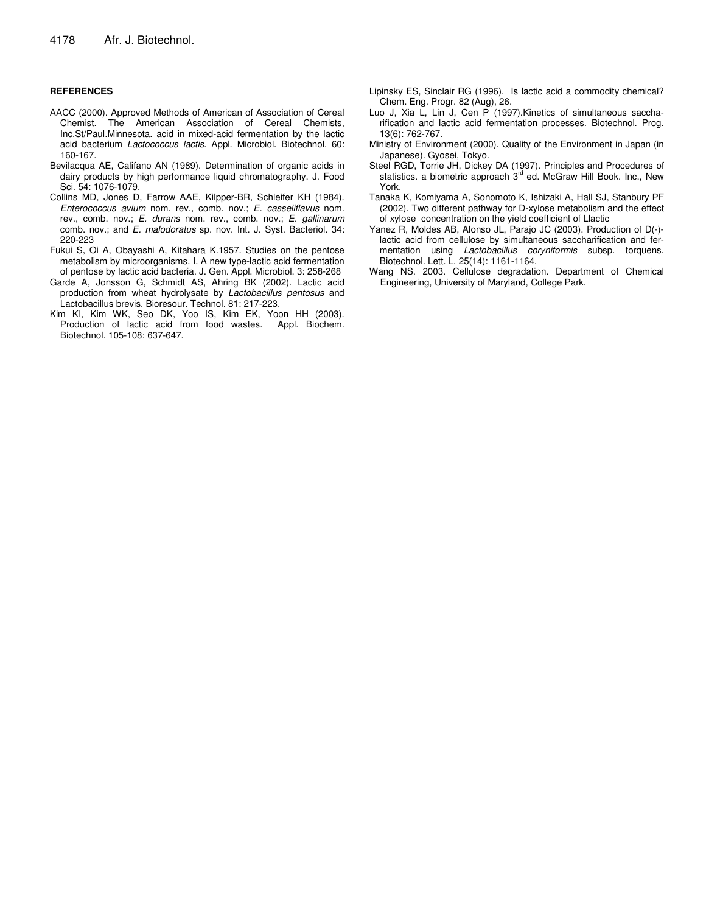**REFERENCES**

AACC (2000). Approved Methods of American of Association of Cereal Chemist. The American Association of Cereal Chemists, Inc.St/Paul.Minnesota. acid in mixed-acid fermentation by the lactic acid bacterium *Lactococcus lactis*. Appl. Microbiol. Biotechnol. 60: 160-167.

Bevilacqua AE, Califano AN (1989). Determination of organic acids in dairy products by high performance liquid chromatography. J. Food Sci. 54: 1076-1079.

Collins MD, Jones D, Farrow AAE, Kilpper-BR, Schleifer KH (1984). *Enterococcus avium* nom. rev., comb. nov.; *E. casseliflavus* nom. rev., comb. nov.; *E. durans* nom. rev., comb. nov.; *E. gallinarum* comb. nov.; and *E. malodoratus* sp. nov. Int. J. Syst. Bacteriol. 34: 220-223

Fukui S, Oi A, Obayashi A, Kitahara K.1957. Studies on the pentose metabolism by microorganisms. I. A new type-lactic acid fermentation of pentose by lactic acid bacteria. J. Gen. Appl. Microbiol. 3: 258-268

Garde A, Jonsson G, Schmidt AS, Ahring BK (2002). Lactic acid production from wheat hydrolysate by *Lactobacillus pentosus* and Lactobacillus brevis. Bioresour. Technol. 81: 217-223.

Kim KI, Kim WK, Seo DK, Yoo IS, Kim EK, Yoon HH (2003). Production of lactic acid from food wastes. Appl. Biochem. Biotechnol. 105-108: 637-647.

Lipinsky ES, Sinclair RG (1996). Is lactic acid a commodity chemical? Chem. Eng. Progr. 82 (Aug), 26.

Luo J, Xia L, Lin J, Cen P (1997).Kinetics of simultaneous saccharification and lactic acid fermentation processes. Biotechnol. Prog. 13(6): 762-767.

Ministry of Environment (2000). Quality of the Environment in Japan (in Japanese). Gyosei, Tokyo.

Steel RGD, Torrie JH, Dickey DA (1997). Principles and Procedures of statistics. a biometric approach 3rd ed. McGraw Hill Book. Inc., New York.

Tanaka K, Komiyama A, Sonomoto K, Ishizaki A, Hall SJ, Stanbury PF (2002). Two different pathway for D-xylose metabolism and the effect of xylose concentration on the yield coefficient of Llactic

Yanez R, Moldes AB, Alonso JL, Parajo JC (2003). Production of D(-)-lactic acid from cellulose by simultaneous saccharification and fermentation using *Lactobacillus coryniformis* subsp. torquens. Biotechnol. Lett. L. 25(14): 1161-1164.

Wang NS. 2003. Cellulose degradation. Department of Chemical Engineering, University of Maryland, College Park.